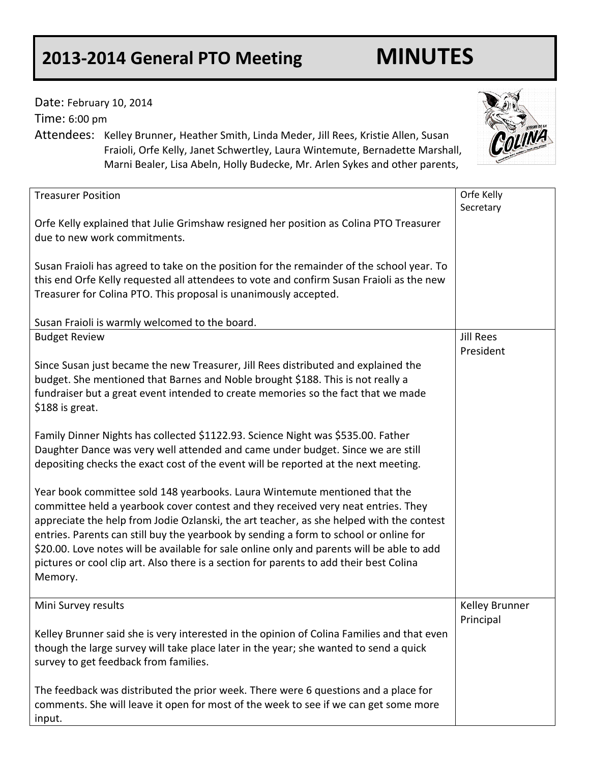# 2013-2014 General PTO Meeting MINUTES

Date: February 10, 2014

Time: 6:00 pm

Attendees: Kelley Brunner, Heather Smith, Linda Meder, Jill Rees, Kristie Allen, Susan Fraioli, Orfe Kelly, Janet Schwertley, Laura Wintemute, Bernadette Marshall, Marni Bealer, Lisa Abeln, Holly Budecke, Mr. Arlen Sykes and other parents,

| Topic | Presenter |
|---|---|
| Treasurer Position<br><br>Orfe Kelly explained that Julie Grimshaw resigned her position as Colina PTO Treasurer due to new work commitments.<br><br>Susan Fraioli has agreed to take on the position for the remainder of the school year. To this end Orfe Kelly requested all attendees to vote and confirm Susan Fraioli as the new Treasurer for Colina PTO. This proposal is unanimously accepted.<br><br>Susan Fraioli is warmly welcomed to the board. | Orfe Kelly<br>Secretary |
| Budget Review<br><br>Since Susan just became the new Treasurer, Jill Rees distributed and explained the budget. She mentioned that Barnes and Noble brought $188. This is not really a fundraiser but a great event intended to create memories so the fact that we made $188 is great.<br><br>Family Dinner Nights has collected $1122.93. Science Night was $535.00. Father Daughter Dance was very well attended and came under budget. Since we are still depositing checks the exact cost of the event will be reported at the next meeting.<br><br>Year book committee sold 148 yearbooks. Laura Wintemute mentioned that the committee held a yearbook cover contest and they received very neat entries. They appreciate the help from Jodie Ozlanski, the art teacher, as she helped with the contest entries. Parents can still buy the yearbook by sending a form to school or online for $20.00. Love notes will be available for sale online only and parents will be able to add pictures or cool clip art. Also there is a section for parents to add their best Colina Memory. | Jill Rees<br>President |
| Mini Survey results<br><br>Kelley Brunner said she is very interested in the opinion of Colina Families and that even though the large survey will take place later in the year; she wanted to send a quick survey to get feedback from families.<br><br>The feedback was distributed the prior week. There were 6 questions and a place for comments. She will leave it open for most of the week to see if we can get some more input. | Kelley Brunner<br>Principal |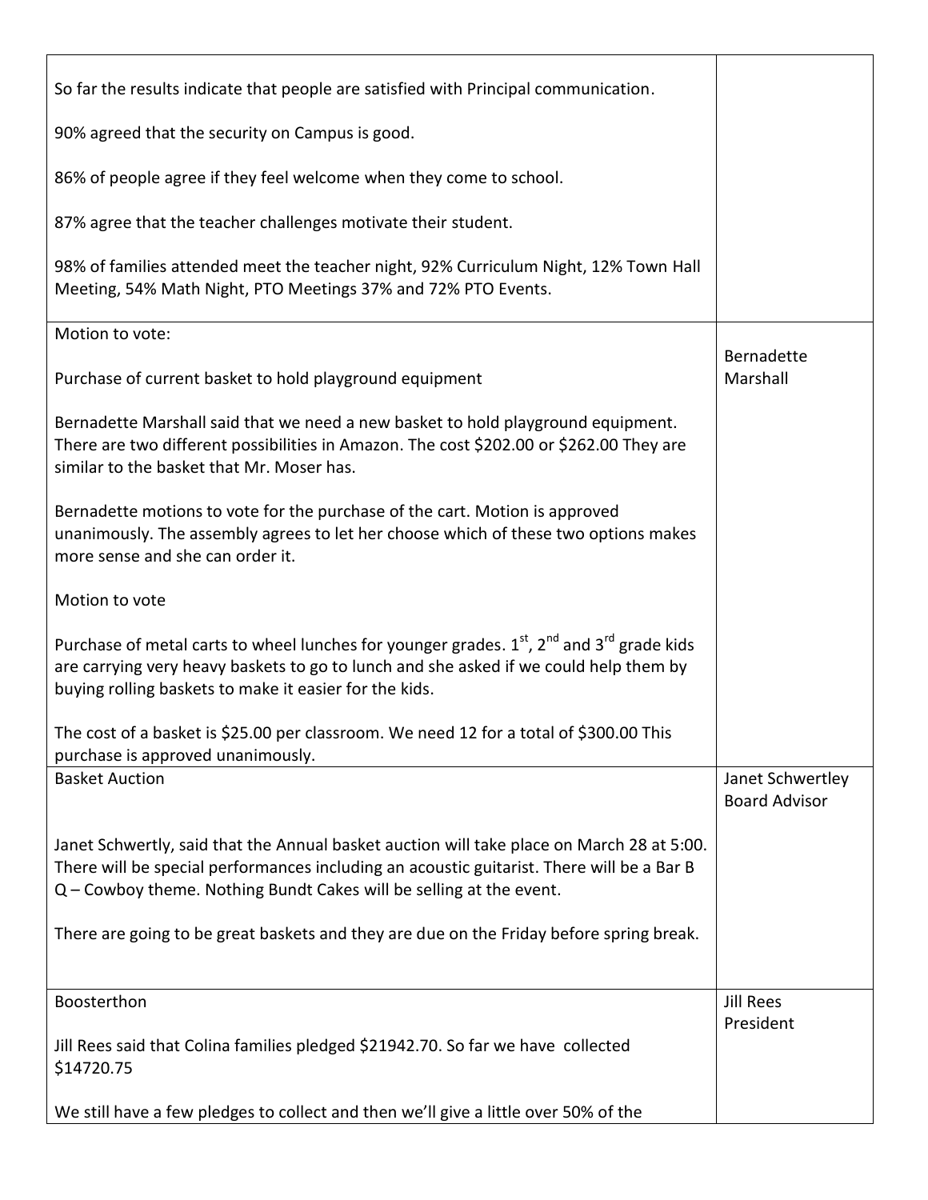| | |
|---|---|
| So far the results indicate that people are satisfied with Principal communication.<br><br>90% agreed that the security on Campus is good.<br><br>86% of people agree if they feel welcome when they come to school.<br><br>87% agree that the teacher challenges motivate their student.<br><br>98% of families attended meet the teacher night, 92% Curriculum Night, 12% Town Hall Meeting, 54% Math Night, PTO Meetings 37% and 72% PTO Events. | |
| Motion to vote:<br><br>Purchase of current basket to hold playground equipment<br><br>Bernadette Marshall said that we need a new basket to hold playground equipment. There are two different possibilities in Amazon. The cost \$202.00 or \$262.00 They are similar to the basket that Mr. Moser has.<br><br>Bernadette motions to vote for the purchase of the cart. Motion is approved unanimously. The assembly agrees to let her choose which of these two options makes more sense and she can order it.<br><br>Motion to vote<br><br>Purchase of metal carts to wheel lunches for younger grades. 1st, 2nd and 3rd grade kids are carrying very heavy baskets to go to lunch and she asked if we could help them by buying rolling baskets to make it easier for the kids.<br><br>The cost of a basket is \$25.00 per classroom. We need 12 for a total of \$300.00 This purchase is approved unanimously. | Bernadette Marshall |
| Basket Auction<br><br>Janet Schwertly, said that the Annual basket auction will take place on March 28 at 5:00. There will be special performances including an acoustic guitarist. There will be a Bar B Q – Cowboy theme. Nothing Bundt Cakes will be selling at the event.<br><br>There are going to be great baskets and they are due on the Friday before spring break. | Janet Schwertley Board Advisor |
| Boosterthon<br><br>Jill Rees said that Colina families pledged \$21942.70. So far we have collected \$14720.75<br><br>We still have a few pledges to collect and then we'll give a little over 50% of the | Jill Rees President |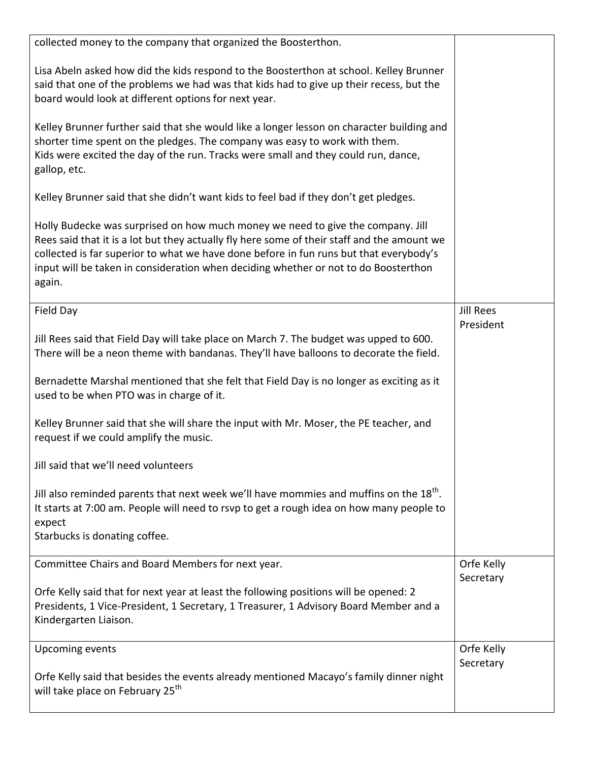| | |
|---|---|
| collected money to the company that organized the Boosterthon.<br><br>Lisa Abeln asked how did the kids respond to the Boosterthon at school. Kelley Brunner said that one of the problems we had was that kids had to give up their recess, but the board would look at different options for next year.<br><br>Kelley Brunner further said that she would like a longer lesson on character building and shorter time spent on the pledges. The company was easy to work with them.<br>Kids were excited the day of the run. Tracks were small and they could run, dance, gallop, etc.<br><br>Kelley Brunner said that she didn't want kids to feel bad if they don't get pledges.<br><br>Holly Budecke was surprised on how much money we need to give the company. Jill Rees said that it is a lot but they actually fly here some of their staff and the amount we collected is far superior to what we have done before in fun runs but that everybody's input will be taken in consideration when deciding whether or not to do Boosterthon again. | |
| Field Day<br><br>Jill Rees said that Field Day will take place on March 7. The budget was upped to 600. There will be a neon theme with bandanas. They'll have balloons to decorate the field.<br><br>Bernadette Marshal mentioned that she felt that Field Day is no longer as exciting as it used to be when PTO was in charge of it.<br><br>Kelley Brunner said that she will share the input with Mr. Moser, the PE teacher, and request if we could amplify the music.<br><br>Jill said that we'll need volunteers<br><br>Jill also reminded parents that next week we'll have mommies and muffins on the 18th. It starts at 7:00 am. People will need to rsvp to get a rough idea on how many people to expect<br>Starbucks is donating coffee. | Jill Rees<br>President |
| Committee Chairs and Board Members for next year.<br><br>Orfe Kelly said that for next year at least the following positions will be opened: 2 Presidents, 1 Vice-President, 1 Secretary, 1 Treasurer, 1 Advisory Board Member and a Kindergarten Liaison. | Orfe Kelly<br>Secretary |
| Upcoming events<br><br>Orfe Kelly said that besides the events already mentioned Macayo's family dinner night will take place on February 25th | Orfe Kelly<br>Secretary |